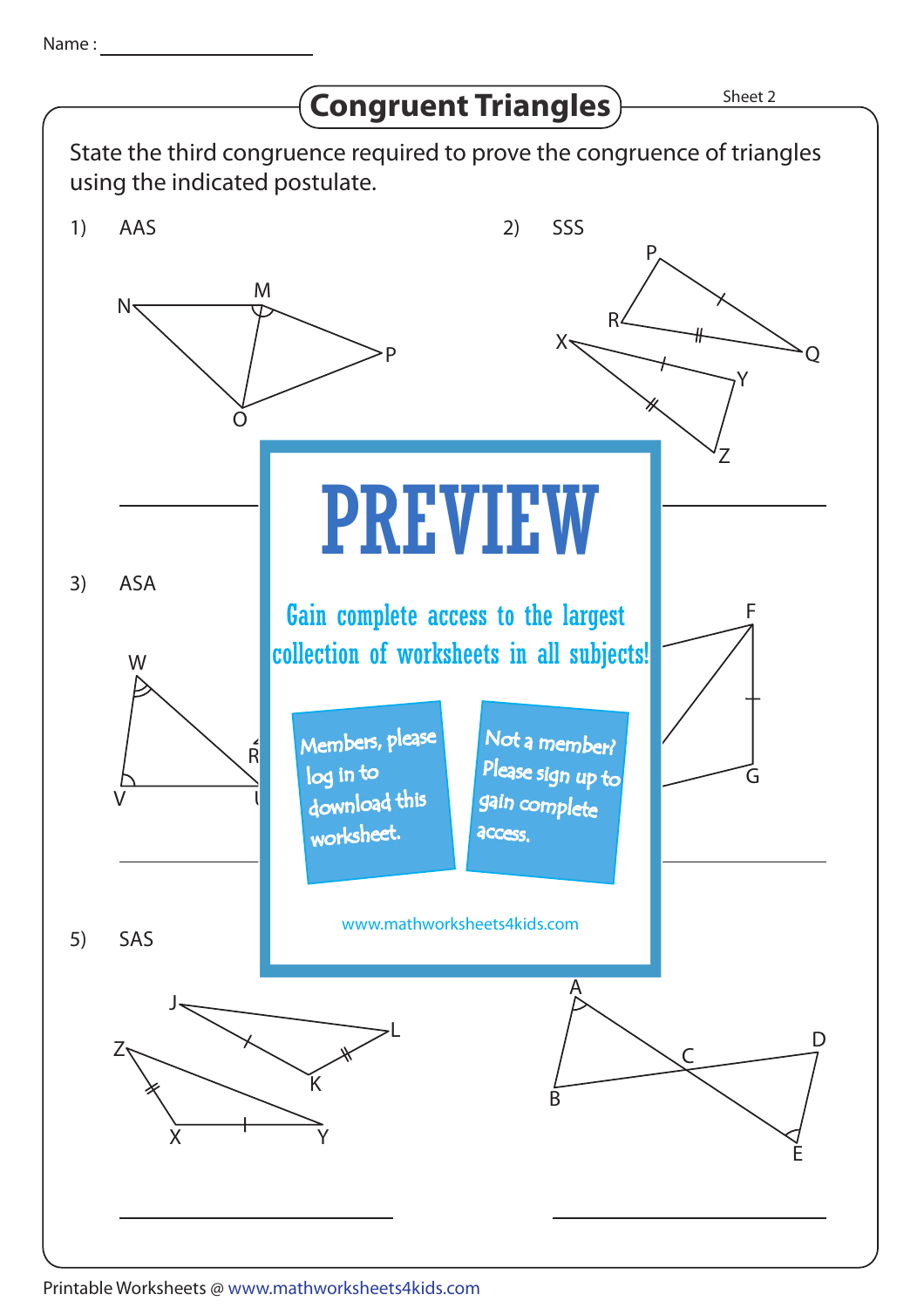Name : ____________________

# Congruent Triangles

Sheet 2

State the third congruence required to prove the congruence of triangles using the indicated postulate.

1) AAS

N, M, P, O

________________

2) SSS

P, R, Q, X, Y, Z

________________

3) ASA

W, R, V, U

________________

F, G

________________

5) SAS

J, L, K, Z, X, Y

________________

A, C, D, B, E

________________

PREVIEW

Gain complete access to the largest collection of worksheets in all subjects!

Members, please log in to download this worksheet.

Not a member? Please sign up to gain complete access.

www.mathworksheets4kids.com

Printable Worksheets @ www.mathworksheets4kids.com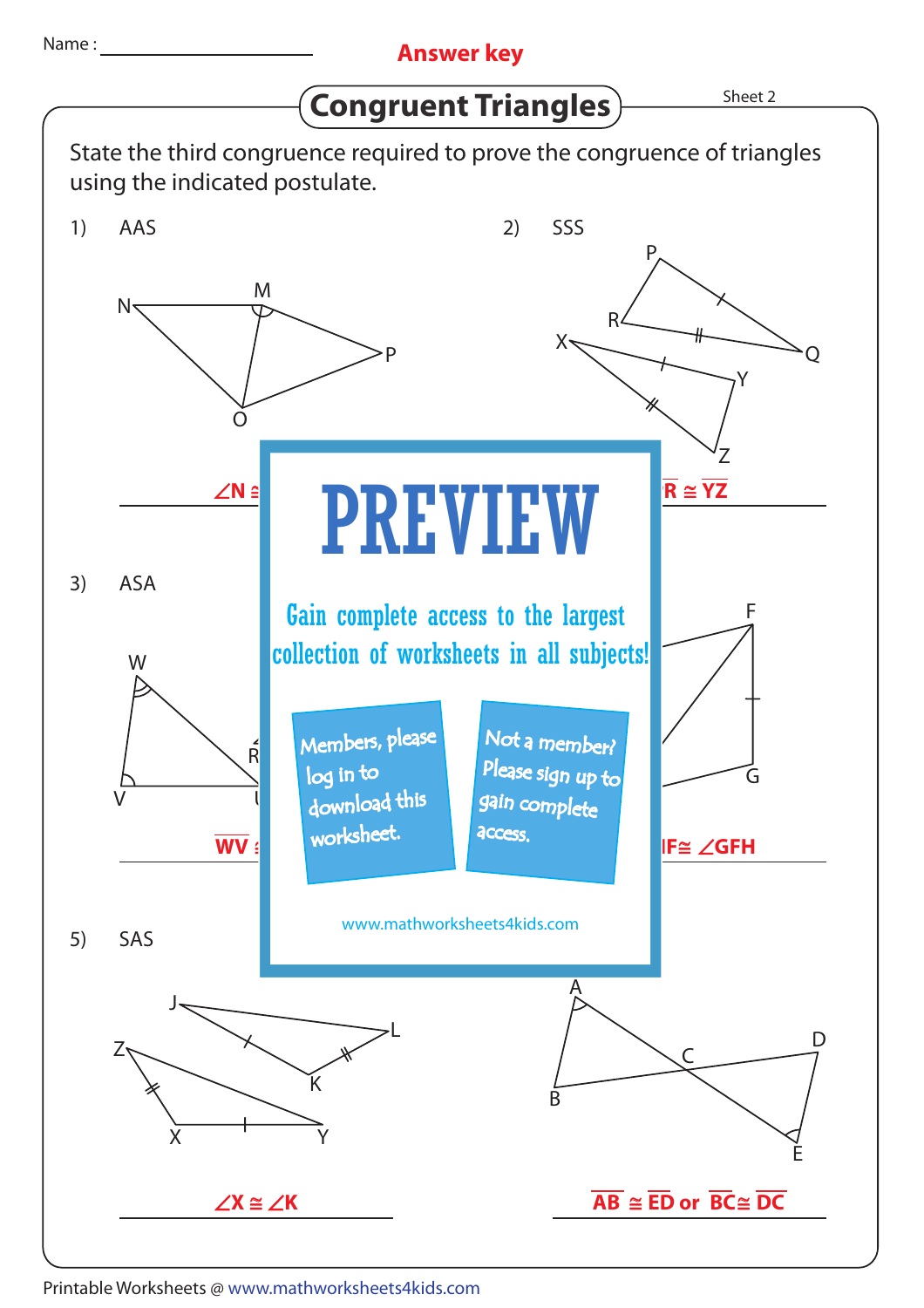Name : ____________________

**Answer key**

# Congruent Triangles

Sheet 2

State the third congruence required to prove the congruence of triangles using the indicated postulate.

1) AAS

N M P O

$\angle N \cong$

2) SSS

P R Q X Y Z

$\overline{R} \cong \overline{YZ}$

3) ASA

W R V U

$\overline{WV} \cong$

F G

$\angle$F $\cong \angle GFH$

**PREVIEW**

Gain complete access to the largest collection of worksheets in all subjects!

Members, please log in to download this worksheet.

Not a member? Please sign up to gain complete access.

www.mathworksheets4kids.com

5) SAS

J L K Z X Y

$\angle X \cong \angle K$

A C D B E

$\overline{AB} \cong \overline{ED}$ or $\overline{BC} \cong \overline{DC}$

Printable Worksheets @ www.mathworksheets4kids.com